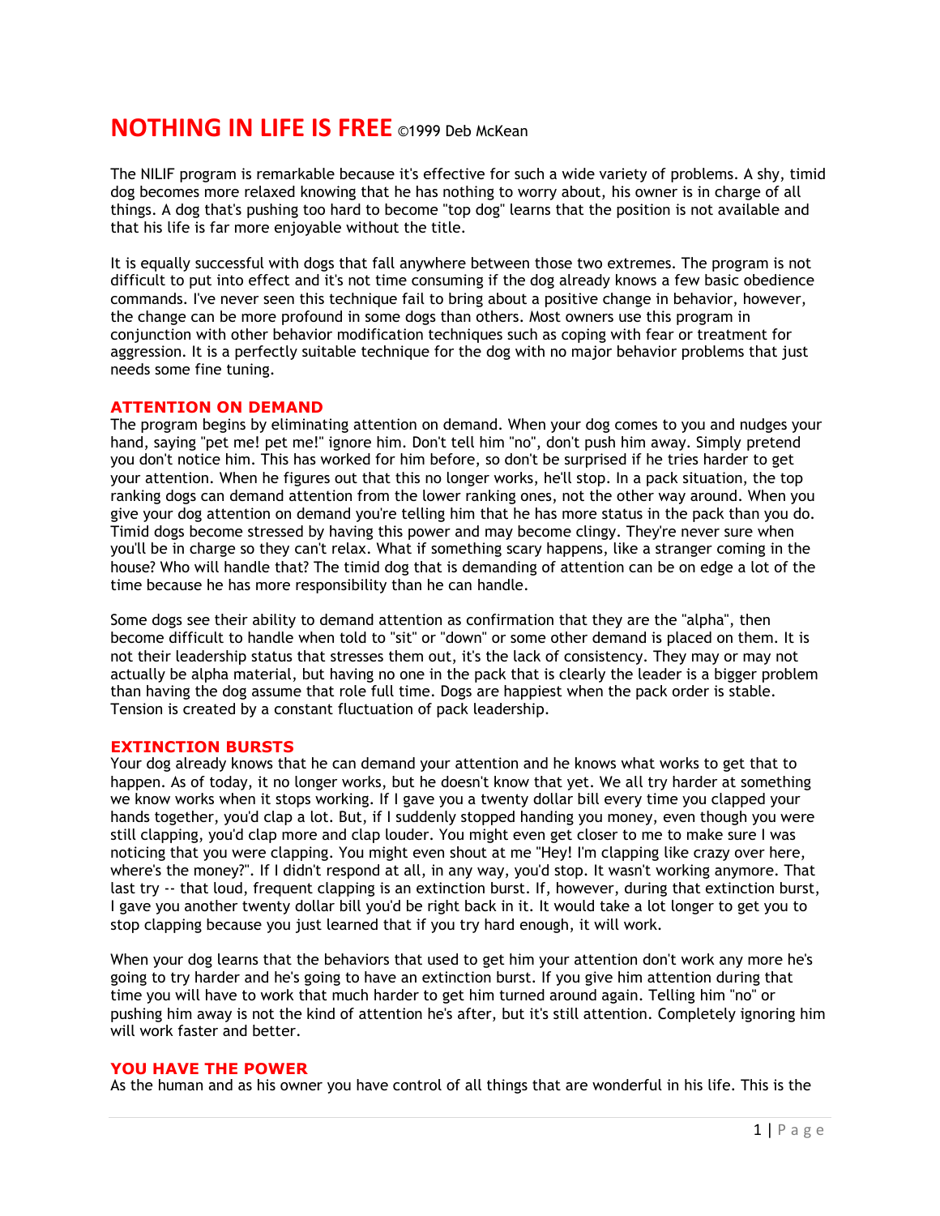# NOTHING IN LIFE IS FREE ©1999 Deb McKean

The NILIF program is remarkable because it's effective for such a wide variety of problems. A shy, timid dog becomes more relaxed knowing that he has nothing to worry about, his owner is in charge of all things. A dog that's pushing too hard to become "top dog" learns that the position is not available and that his life is far more enjoyable without the title.

It is equally successful with dogs that fall anywhere between those two extremes. The program is not difficult to put into effect and it's not time consuming if the dog already knows a few basic obedience commands. I've never seen this technique fail to bring about a positive change in behavior, however, the change can be more profound in some dogs than others. Most owners use this program in conjunction with other behavior modification techniques such as coping with fear or treatment for aggression. It is a perfectly suitable technique for the dog with no major behavior problems that just needs some fine tuning.

## ATTENTION ON DEMAND

The program begins by eliminating attention on demand. When your dog comes to you and nudges your hand, saying "pet me! pet me!" ignore him. Don't tell him "no", don't push him away. Simply pretend you don't notice him. This has worked for him before, so don't be surprised if he tries harder to get your attention. When he figures out that this no longer works, he'll stop. In a pack situation, the top ranking dogs can demand attention from the lower ranking ones, not the other way around. When you give your dog attention on demand you're telling him that he has more status in the pack than you do. Timid dogs become stressed by having this power and may become clingy. They're never sure when you'll be in charge so they can't relax. What if something scary happens, like a stranger coming in the house? Who will handle that? The timid dog that is demanding of attention can be on edge a lot of the time because he has more responsibility than he can handle.

Some dogs see their ability to demand attention as confirmation that they are the "alpha", then become difficult to handle when told to "sit" or "down" or some other demand is placed on them. It is not their leadership status that stresses them out, it's the lack of consistency. They may or may not actually be alpha material, but having no one in the pack that is clearly the leader is a bigger problem than having the dog assume that role full time. Dogs are happiest when the pack order is stable. Tension is created by a constant fluctuation of pack leadership.

## EXTINCTION BURSTS

Your dog already knows that he can demand your attention and he knows what works to get that to happen. As of today, it no longer works, but he doesn't know that yet. We all try harder at something we know works when it stops working. If I gave you a twenty dollar bill every time you clapped your hands together, you'd clap a lot. But, if I suddenly stopped handing you money, even though you were still clapping, you'd clap more and clap louder. You might even get closer to me to make sure I was noticing that you were clapping. You might even shout at me "Hey! I'm clapping like crazy over here, where's the money?". If I didn't respond at all, in any way, you'd stop. It wasn't working anymore. That last try -- that loud, frequent clapping is an extinction burst. If, however, during that extinction burst, I gave you another twenty dollar bill you'd be right back in it. It would take a lot longer to get you to stop clapping because you just learned that if you try hard enough, it will work.

When your dog learns that the behaviors that used to get him your attention don't work any more he's going to try harder and he's going to have an extinction burst. If you give him attention during that time you will have to work that much harder to get him turned around again. Telling him "no" or pushing him away is not the kind of attention he's after, but it's still attention. Completely ignoring him will work faster and better.

## YOU HAVE THE POWER

As the human and as his owner you have control of all things that are wonderful in his life. This is the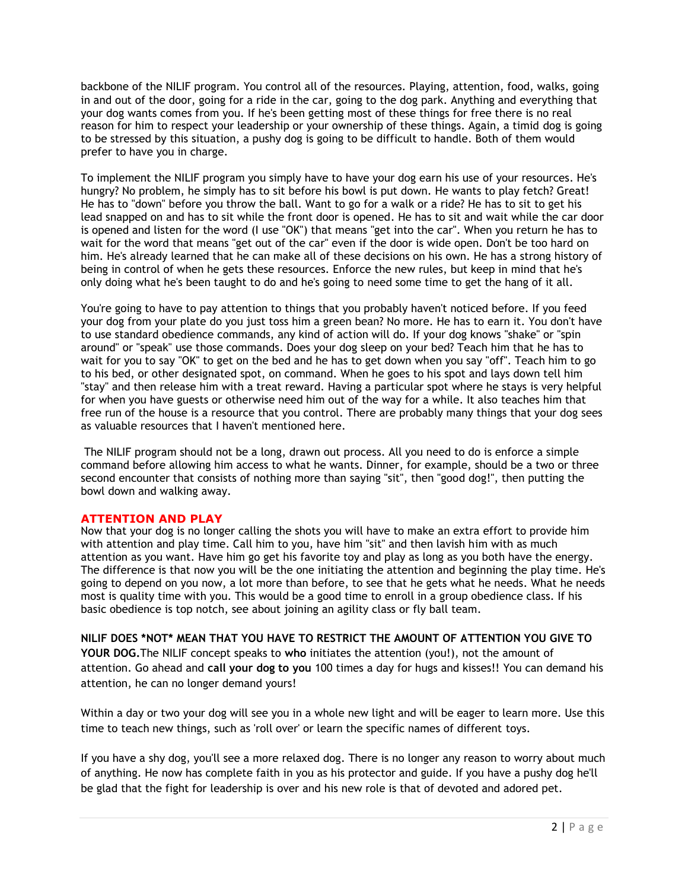backbone of the NILIF program. You control all of the resources. Playing, attention, food, walks, going in and out of the door, going for a ride in the car, going to the dog park. Anything and everything that your dog wants comes from you. If he's been getting most of these things for free there is no real reason for him to respect your leadership or your ownership of these things. Again, a timid dog is going to be stressed by this situation, a pushy dog is going to be difficult to handle. Both of them would prefer to have you in charge.

To implement the NILIF program you simply have to have your dog earn his use of your resources. He's hungry? No problem, he simply has to sit before his bowl is put down. He wants to play fetch? Great! He has to "down" before you throw the ball. Want to go for a walk or a ride? He has to sit to get his lead snapped on and has to sit while the front door is opened. He has to sit and wait while the car door is opened and listen for the word (I use "OK") that means "get into the car". When you return he has to wait for the word that means "get out of the car" even if the door is wide open. Don't be too hard on him. He's already learned that he can make all of these decisions on his own. He has a strong history of being in control of when he gets these resources. Enforce the new rules, but keep in mind that he's only doing what he's been taught to do and he's going to need some time to get the hang of it all.

You're going to have to pay attention to things that you probably haven't noticed before. If you feed your dog from your plate do you just toss him a green bean? No more. He has to earn it. You don't have to use standard obedience commands, any kind of action will do. If your dog knows "shake" or "spin around" or "speak" use those commands. Does your dog sleep on your bed? Teach him that he has to wait for you to say "OK" to get on the bed and he has to get down when you say "off". Teach him to go to his bed, or other designated spot, on command. When he goes to his spot and lays down tell him "stay" and then release him with a treat reward. Having a particular spot where he stays is very helpful for when you have guests or otherwise need him out of the way for a while. It also teaches him that free run of the house is a resource that you control. There are probably many things that your dog sees as valuable resources that I haven't mentioned here.

The NILIF program should not be a long, drawn out process. All you need to do is enforce a simple command before allowing him access to what he wants. Dinner, for example, should be a two or three second encounter that consists of nothing more than saying "sit", then "good dog!", then putting the bowl down and walking away.

## ATTENTION AND PLAY

Now that your dog is no longer calling the shots you will have to make an extra effort to provide him with attention and play time. Call him to you, have him "sit" and then lavish him with as much attention as you want. Have him go get his favorite toy and play as long as you both have the energy. The difference is that now you will be the one initiating the attention and beginning the play time. He's going to depend on you now, a lot more than before, to see that he gets what he needs. What he needs most is quality time with you. This would be a good time to enroll in a group obedience class. If his basic obedience is top notch, see about joining an agility class or fly ball team.

**NILIF DOES *NOT* MEAN THAT YOU HAVE TO RESTRICT THE AMOUNT OF ATTENTION YOU GIVE TO YOUR DOG.** The NILIF concept speaks to **who** initiates the attention (you!), not the amount of attention. Go ahead and **call your dog to you** 100 times a day for hugs and kisses!! You can demand his attention, he can no longer demand yours!

Within a day or two your dog will see you in a whole new light and will be eager to learn more. Use this time to teach new things, such as 'roll over' or learn the specific names of different toys.

If you have a shy dog, you'll see a more relaxed dog. There is no longer any reason to worry about much of anything. He now has complete faith in you as his protector and guide. If you have a pushy dog he'll be glad that the fight for leadership is over and his new role is that of devoted and adored pet.